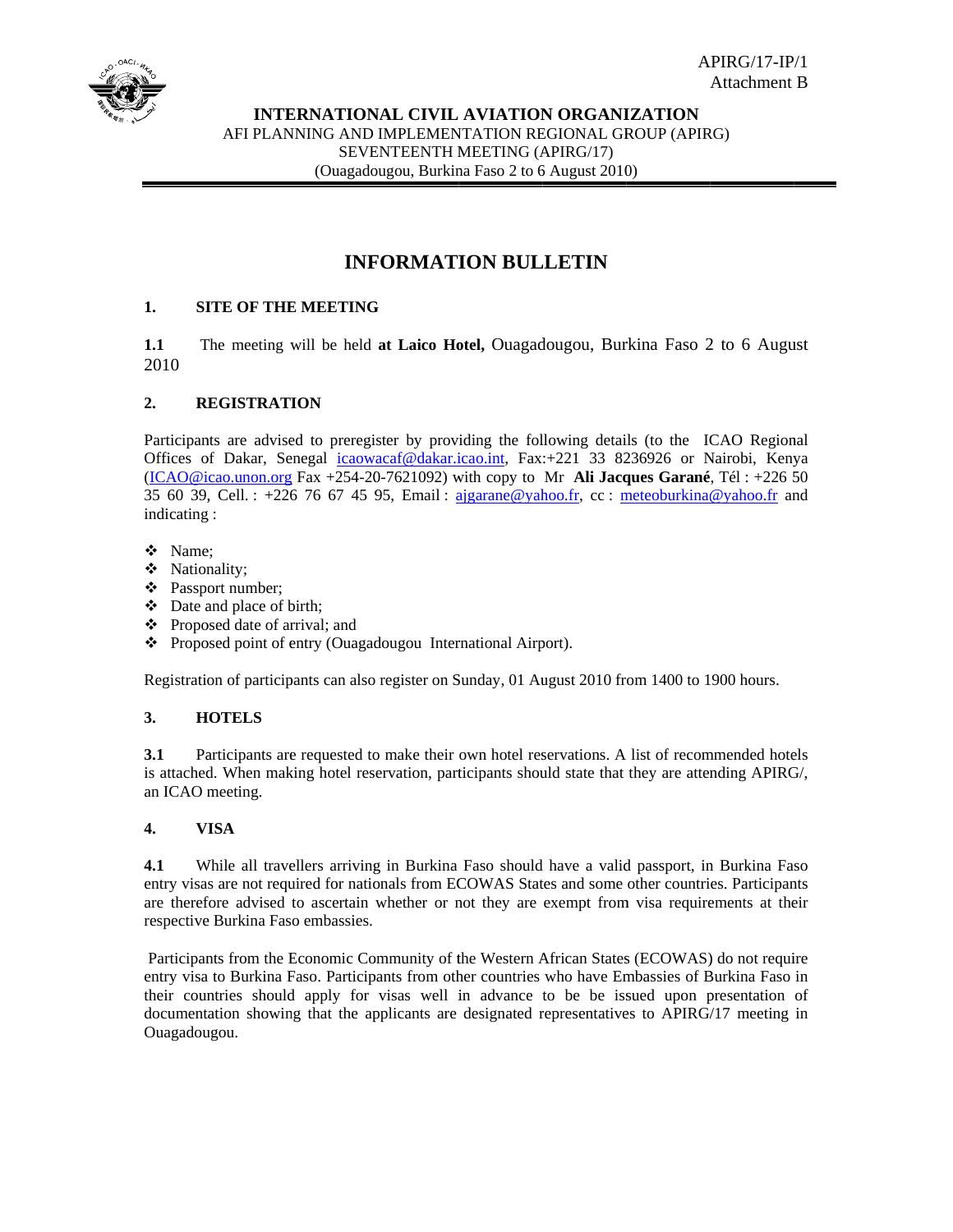APIRG/17-IP/1
Attachment B

**INTERNATIONAL CIVIL AVIATION ORGANIZATION**
AFI PLANNING AND IMPLEMENTATION REGIONAL GROUP (APIRG)
SEVENTEENTH MEETING (APIRG/17)
(Ouagadougou, Burkina Faso 2 to 6 August 2010)

# INFORMATION BULLETIN

## 1. SITE OF THE MEETING

**1.1** The meeting will be held **at Laico Hotel,** Ouagadougou, Burkina Faso 2 to 6 August 2010

## 2. REGISTRATION

Participants are advised to preregister by providing the following details (to the ICAO Regional Offices of Dakar, Senegal icaowacaf@dakar.icao.int, Fax:+221 33 8236926 or Nairobi, Kenya (ICAO@icao.unon.org Fax +254-20-7621092) with copy to Mr **Ali Jacques Garané**, Tél : +226 50 35 60 39, Cell. : +226 76 67 45 95, Email : ajgarane@yahoo.fr, cc : meteoburkina@yahoo.fr and indicating :

- Name;
- Nationality;
- Passport number;
- Date and place of birth;
- Proposed date of arrival; and
- Proposed point of entry (Ouagadougou International Airport).

Registration of participants can also register on Sunday, 01 August 2010 from 1400 to 1900 hours.

## 3. HOTELS

**3.1** Participants are requested to make their own hotel reservations. A list of recommended hotels is attached. When making hotel reservation, participants should state that they are attending APIRG/, an ICAO meeting.

## 4. VISA

**4.1** While all travellers arriving in Burkina Faso should have a valid passport, in Burkina Faso entry visas are not required for nationals from ECOWAS States and some other countries. Participants are therefore advised to ascertain whether or not they are exempt from visa requirements at their respective Burkina Faso embassies.

Participants from the Economic Community of the Western African States (ECOWAS) do not require entry visa to Burkina Faso. Participants from other countries who have Embassies of Burkina Faso in their countries should apply for visas well in advance to be be issued upon presentation of documentation showing that the applicants are designated representatives to APIRG/17 meeting in Ouagadougou.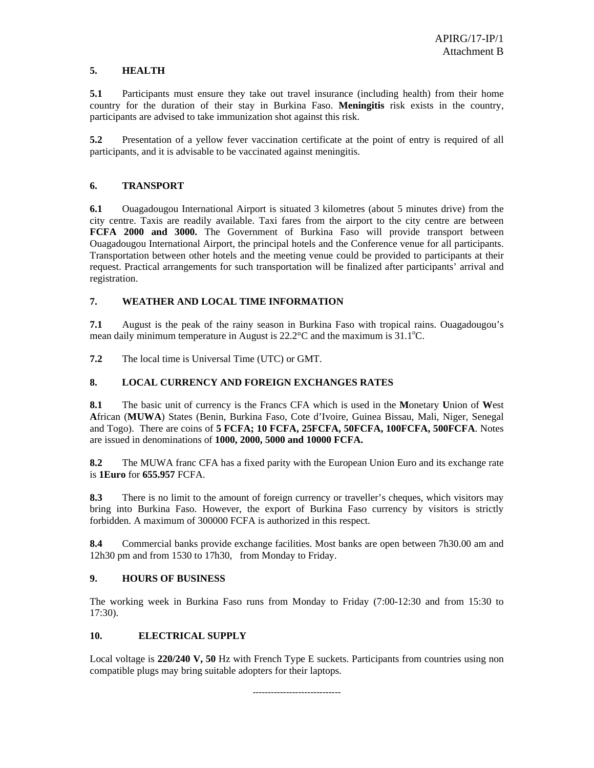## 5. HEALTH

**5.1** Participants must ensure they take out travel insurance (including health) from their home country for the duration of their stay in Burkina Faso. **Meningitis** risk exists in the country, participants are advised to take immunization shot against this risk.

**5.2** Presentation of a yellow fever vaccination certificate at the point of entry is required of all participants, and it is advisable to be vaccinated against meningitis.

## 6. TRANSPORT

**6.1** Ouagadougou International Airport is situated 3 kilometres (about 5 minutes drive) from the city centre. Taxis are readily available. Taxi fares from the airport to the city centre are between **FCFA 2000 and 3000.** The Government of Burkina Faso will provide transport between Ouagadougou International Airport, the principal hotels and the Conference venue for all participants. Transportation between other hotels and the meeting venue could be provided to participants at their request. Practical arrangements for such transportation will be finalized after participants' arrival and registration.

## 7. WEATHER AND LOCAL TIME INFORMATION

**7.1** August is the peak of the rainy season in Burkina Faso with tropical rains. Ouagadougou's mean daily minimum temperature in August is 22.2°C and the maximum is 31.1°C.

**7.2** The local time is Universal Time (UTC) or GMT.

## 8. LOCAL CURRENCY AND FOREIGN EXCHANGES RATES

**8.1** The basic unit of currency is the Francs CFA which is used in the **M**onetary **U**nion of **W**est **A**frican (**MUWA**) States (Benin, Burkina Faso, Cote d'Ivoire, Guinea Bissau, Mali, Niger, Senegal and Togo). There are coins of **5 FCFA; 10 FCFA, 25FCFA, 50FCFA, 100FCFA, 500FCFA**. Notes are issued in denominations of **1000, 2000, 5000 and 10000 FCFA.**

**8.2** The MUWA franc CFA has a fixed parity with the European Union Euro and its exchange rate is **1Euro** for **655.957** FCFA.

**8.3** There is no limit to the amount of foreign currency or traveller's cheques, which visitors may bring into Burkina Faso. However, the export of Burkina Faso currency by visitors is strictly forbidden. A maximum of 300000 FCFA is authorized in this respect.

**8.4** Commercial banks provide exchange facilities. Most banks are open between 7h30.00 am and 12h30 pm and from 1530 to 17h30, from Monday to Friday.

## 9. HOURS OF BUSINESS

The working week in Burkina Faso runs from Monday to Friday (7:00-12:30 and from 15:30 to 17:30).

## 10. ELECTRICAL SUPPLY

Local voltage is **220/240 V, 50** Hz with French Type E suckets. Participants from countries using non compatible plugs may bring suitable adopters for their laptops.

----------------------------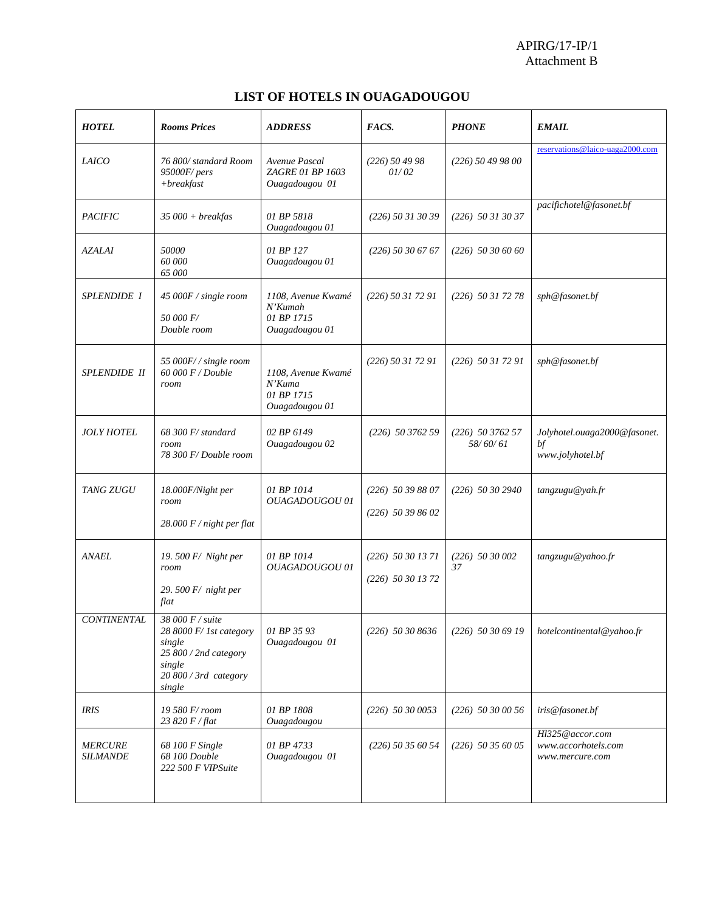APIRG/17-IP/1
Attachment B

## LIST OF HOTELS IN OUAGADOUGOU

| *HOTEL* | *Rooms Prices* | *ADDRESS* | *FACS.* | *PHONE* | *EMAIL* |
|---|---|---|---|---|---|
| *LAICO* | *76 800/ standard Room 95000F/ pers +breakfast* | *Avenue Pascal ZAGRE 01 BP 1603 Ouagadougou 01* | *(226) 50 49 98 01/ 02* | *(226) 50 49 98 00* | reservations@laico-uaga2000.com |
| *PACIFIC* | *35 000 + breakfas* | *01 BP 5818 Ouagadougou 01* | *(226) 50 31 30 39* | *(226) 50 31 30 37* | *pacifichotel@fasonet.bf* |
| *AZALAI* | *50000 60 000 65 000* | *01 BP 127 Ouagadougou 01* | *(226) 50 30 67 67* | *(226) 50 30 60 60* | |
| *SPLENDIDE I* | *45 000F / single room 50 000 F/ Double room* | *1108, Avenue Kwamé N'Kumah 01 BP 1715 Ouagadougou 01* | *(226) 50 31 72 91* | *(226) 50 31 72 78* | *sph@fasonet.bf* |
| *SPLENDIDE II* | *55 000F/ / single room 60 000 F / Double room* | *1108, Avenue Kwamé N'Kuma 01 BP 1715 Ouagadougou 01* | *(226) 50 31 72 91* | *(226) 50 31 72 91* | *sph@fasonet.bf* |
| *JOLY HOTEL* | *68 300 F/ standard room 78 300 F/ Double room* | *02 BP 6149 Ouagadougou 02* | *(226) 50 3762 59* | *(226) 50 3762 57 58/ 60/ 61* | *Jolyhotel.ouaga2000@fasonet.bf www.jolyhotel.bf* |
| *TANG ZUGU* | *18.000F/Night per room 28.000 F / night per flat* | *01 BP 1014 OUAGADOUGOU 01* | *(226) 50 39 88 07 (226) 50 39 86 02* | *(226) 50 30 2940* | *tangzugu@yah.fr* |
| *ANAEL* | *19. 500 F/ Night per room 29. 500 F/ night per flat* | *01 BP 1014 OUAGADOUGOU 01* | *(226) 50 30 13 71 (226) 50 30 13 72* | *(226) 50 30 002 37* | *tangzugu@yahoo.fr* |
| *CONTINENTAL* | *38 000 F / suite 28 8000 F/ 1st category single 25 800 / 2nd category single 20 800 / 3rd category single* | *01 BP 35 93 Ouagadougou 01* | *(226) 50 30 8636* | *(226) 50 30 69 19* | *hotelcontinental@yahoo.fr* |
| *IRIS* | *19 580 F/ room 23 820 F / flat* | *01 BP 1808 Ouagadougou* | *(226) 50 30 0053* | *(226) 50 30 00 56* | *iris@fasonet.bf* |
| *MERCURE SILMANDE* | *68 100 F Single 68 100 Double 222 500 F VIPSuite* | *01 BP 4733 Ouagadougou 01* | *(226) 50 35 60 54* | *(226) 50 35 60 05* | *Hl325@accor.com www.accorhotels.com www.mercure.com* |